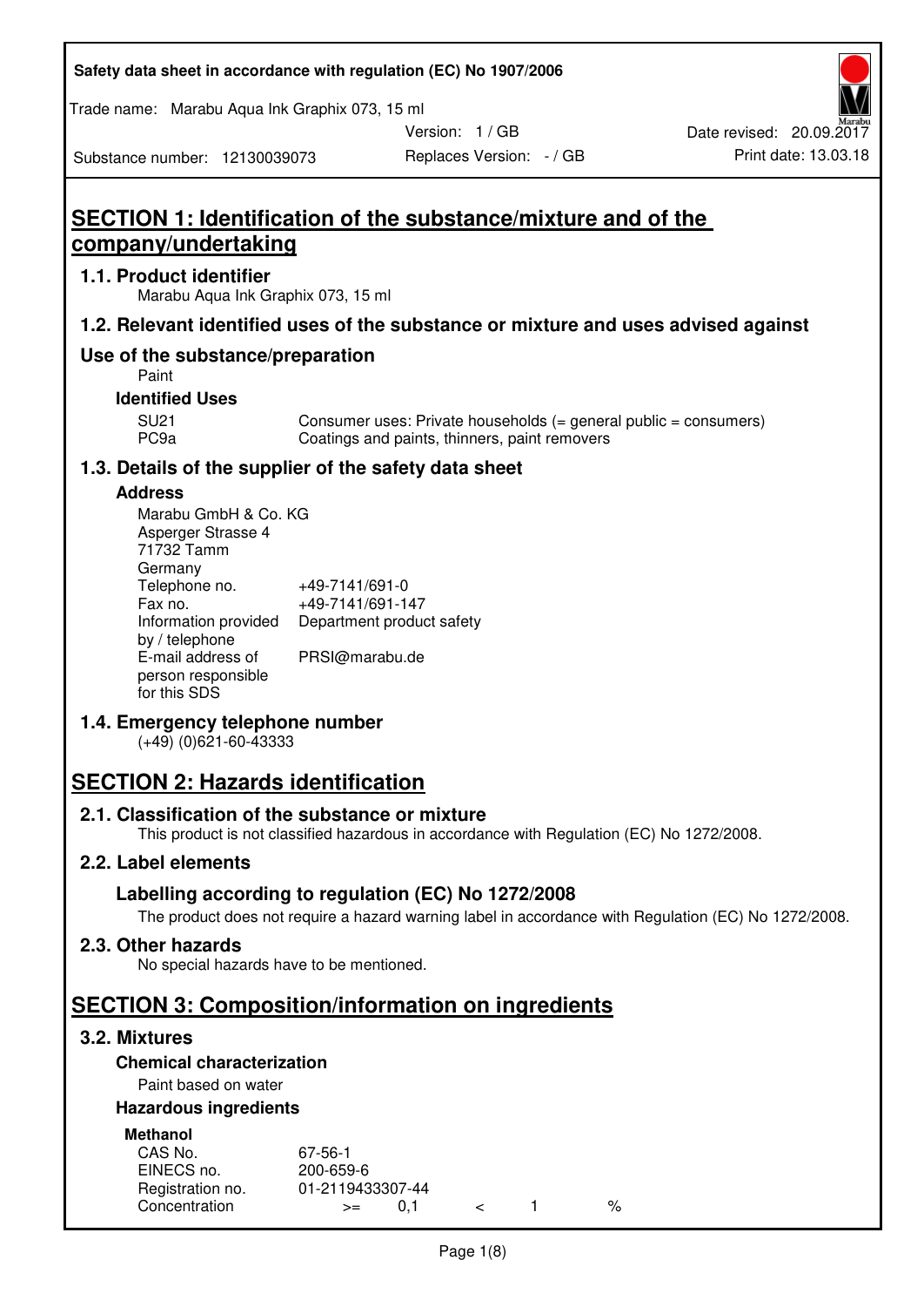Safety data sheet in accordance with regulation (EC) No 1907/2006

Trade name: Marabu Aqua Ink Graphix 073, 15 ml

Version: 1 / GB

Date revised: 20.09.2017

Substance number: 12130039073

Replaces Version: - / GB

Print date: 13.03.18

# SECTION 1: Identification of the substance/mixture and of the company/undertaking

## 1.1. Product identifier

Marabu Aqua Ink Graphix 073, 15 ml

## 1.2. Relevant identified uses of the substance or mixture and uses advised against

## Use of the substance/preparation

Paint

### Identified Uses

| | |
|---|---|
| SU21 | Consumer uses: Private households (= general public = consumers) |
| PC9a | Coatings and paints, thinners, paint removers |

## 1.3. Details of the supplier of the safety data sheet

### Address

Marabu GmbH & Co. KG
Asperger Strasse 4
71732 Tamm
Germany

| | |
|---|---|
| Telephone no. | +49-7141/691-0 |
| Fax no. | +49-7141/691-147 |
| Information provided by / telephone | Department product safety |
| E-mail address of person responsible for this SDS | PRSI@marabu.de |

## 1.4. Emergency telephone number

(+49) (0)621-60-43333

# SECTION 2: Hazards identification

## 2.1. Classification of the substance or mixture

This product is not classified hazardous in accordance with Regulation (EC) No 1272/2008.

## 2.2. Label elements

### Labelling according to regulation (EC) No 1272/2008

The product does not require a hazard warning label in accordance with Regulation (EC) No 1272/2008.

## 2.3. Other hazards

No special hazards have to be mentioned.

# SECTION 3: Composition/information on ingredients

## 3.2. Mixtures

### Chemical characterization

Paint based on water

### Hazardous ingredients

**Methanol**

| | |
|---|---|
| CAS No. | 67-56-1 |
| EINECS no. | 200-659-6 |
| Registration no. | 01-2119433307-44 |
| Concentration | >= 0,1 < 1 % |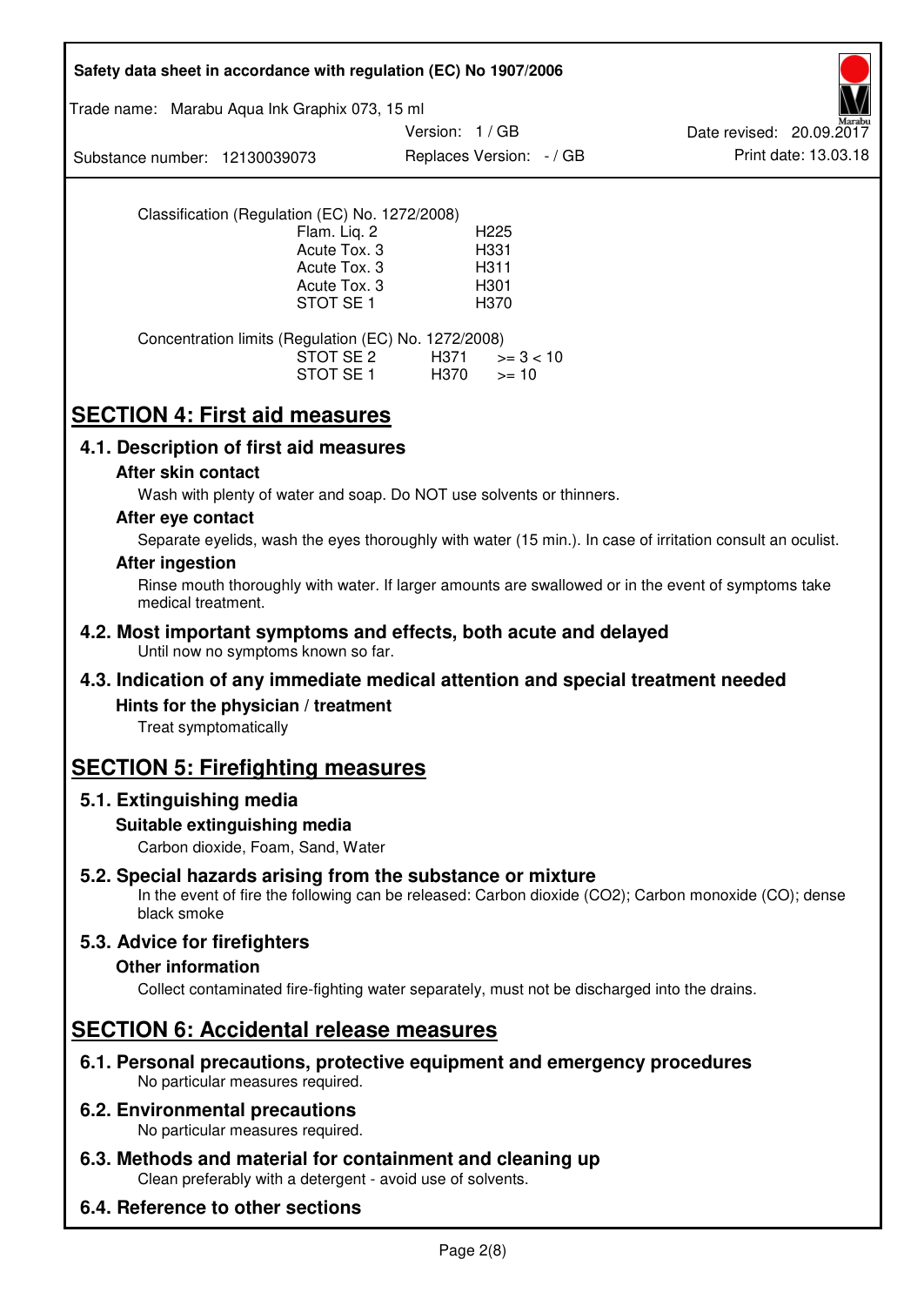Classification (Regulation (EC) No. 1272/2008)

| | |
|---|---|
| Flam. Liq. 2 | H225 |
| Acute Tox. 3 | H331 |
| Acute Tox. 3 | H311 |
| Acute Tox. 3 | H301 |
| STOT SE 1 | H370 |

Concentration limits (Regulation (EC) No. 1272/2008)

| | | |
|---|---|---|
| STOT SE 2 | H371 | >= 3 < 10 |
| STOT SE 1 | H370 | >= 10 |

# SECTION 4: First aid measures

## 4.1. Description of first aid measures

### After skin contact

Wash with plenty of water and soap. Do NOT use solvents or thinners.

### After eye contact

Separate eyelids, wash the eyes thoroughly with water (15 min.). In case of irritation consult an oculist.

### After ingestion

Rinse mouth thoroughly with water. If larger amounts are swallowed or in the event of symptoms take medical treatment.

## 4.2. Most important symptoms and effects, both acute and delayed

Until now no symptoms known so far.

## 4.3. Indication of any immediate medical attention and special treatment needed

### Hints for the physician / treatment

Treat symptomatically

# SECTION 5: Firefighting measures

## 5.1. Extinguishing media

### Suitable extinguishing media

Carbon dioxide, Foam, Sand, Water

## 5.2. Special hazards arising from the substance or mixture

In the event of fire the following can be released: Carbon dioxide ($CO_2$); Carbon monoxide (CO); dense black smoke

## 5.3. Advice for firefighters

### Other information

Collect contaminated fire-fighting water separately, must not be discharged into the drains.

# SECTION 6: Accidental release measures

## 6.1. Personal precautions, protective equipment and emergency procedures

No particular measures required.

## 6.2. Environmental precautions

No particular measures required.

## 6.3. Methods and material for containment and cleaning up

Clean preferably with a detergent - avoid use of solvents.

## 6.4. Reference to other sections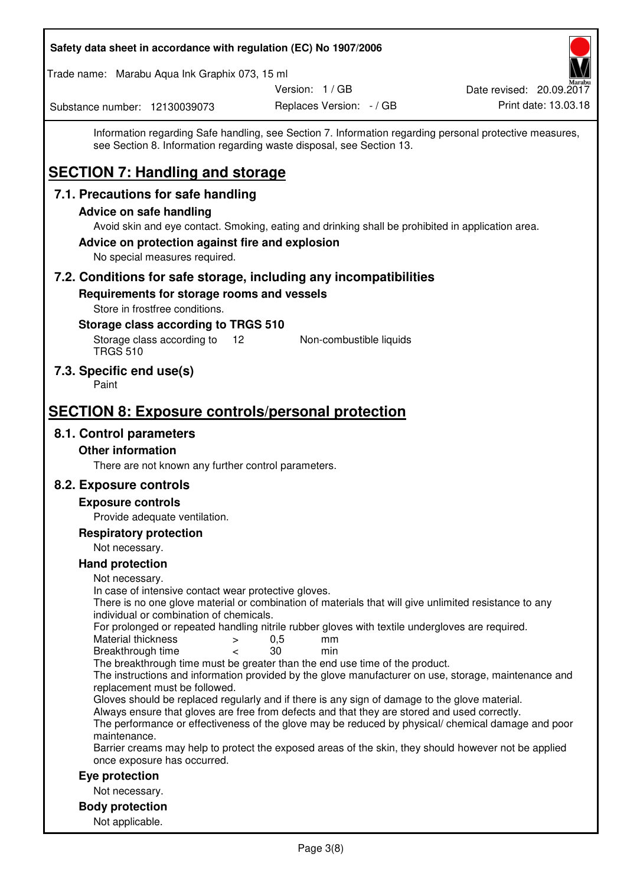Information regarding Safe handling, see Section 7. Information regarding personal protective measures, see Section 8. Information regarding waste disposal, see Section 13.

# SECTION 7: Handling and storage

## 7.1. Precautions for safe handling

### Advice on safe handling

Avoid skin and eye contact. Smoking, eating and drinking shall be prohibited in application area.

### Advice on protection against fire and explosion

No special measures required.

## 7.2. Conditions for safe storage, including any incompatibilities

### Requirements for storage rooms and vessels

Store in frostfree conditions.

### Storage class according to TRGS 510

| Storage class according to TRGS 510 | 12 | Non-combustible liquids |
|---|---|---|

## 7.3. Specific end use(s)

Paint

# SECTION 8: Exposure controls/personal protection

## 8.1. Control parameters

### Other information

There are not known any further control parameters.

## 8.2. Exposure controls

### Exposure controls

Provide adequate ventilation.

### Respiratory protection

Not necessary.

### Hand protection

Not necessary.
In case of intensive contact wear protective gloves.
There is no one glove material or combination of materials that will give unlimited resistance to any individual or combination of chemicals.
For prolonged or repeated handling nitrile rubber gloves with textile undergloves are required.

| Material thickness | > | 0,5 | mm |
|---|---|---|---|
| Breakthrough time | < | 30 | min |

The breakthrough time must be greater than the end use time of the product.
The instructions and information provided by the glove manufacturer on use, storage, maintenance and replacement must be followed.
Gloves should be replaced regularly and if there is any sign of damage to the glove material.
Always ensure that gloves are free from defects and that they are stored and used correctly.
The performance or effectiveness of the glove may be reduced by physical/ chemical damage and poor maintenance.
Barrier creams may help to protect the exposed areas of the skin, they should however not be applied once exposure has occurred.

### Eye protection

Not necessary.

### Body protection

Not applicable.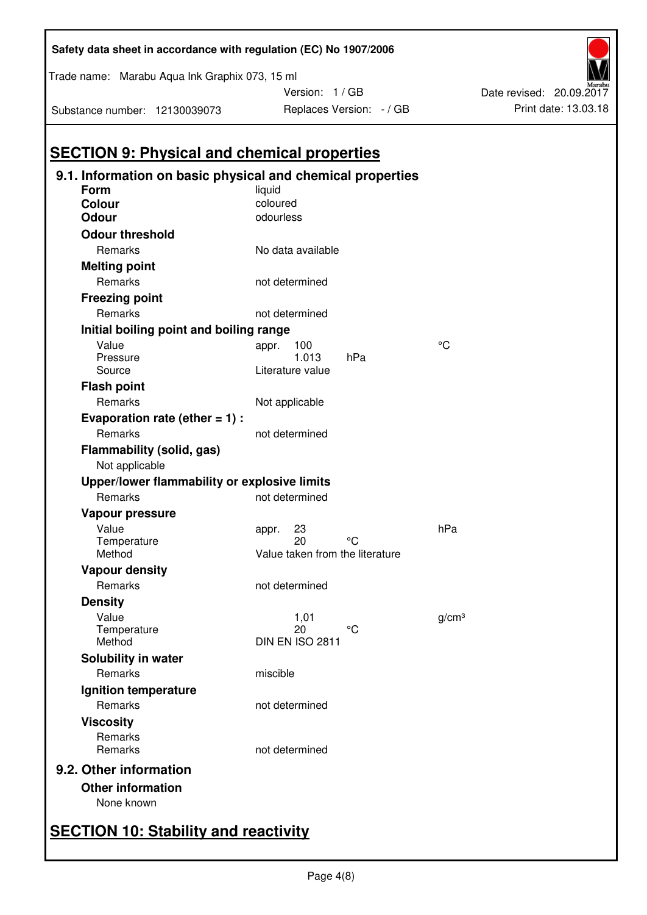## SECTION 9: Physical and chemical properties

### 9.1. Information on basic physical and chemical properties

**Form** liquid

**Colour** coloured

**Odour** odourless

**Odour threshold**

| | | | |
|---|---|---|---|
| Remarks | No data available | | |

**Melting point**

| | | | |
|---|---|---|---|
| Remarks | not determined | | |

**Freezing point**

| | | | |
|---|---|---|---|
| Remarks | not determined | | |

**Initial boiling point and boiling range**

| | | | |
|---|---|---|---|
| Value | appr. 100 | | °C |
| Pressure | 1.013 | hPa | |
| Source | Literature value | | |

**Flash point**

| | | | |
|---|---|---|---|
| Remarks | Not applicable | | |

**Evaporation rate (ether = 1) :**

| | | | |
|---|---|---|---|
| Remarks | not determined | | |

**Flammability (solid, gas)**

Not applicable

**Upper/lower flammability or explosive limits**

| | | | |
|---|---|---|---|
| Remarks | not determined | | |

**Vapour pressure**

| | | | |
|---|---|---|---|
| Value | appr. 23 | | hPa |
| Temperature | 20 | °C | |
| Method | Value taken from the literature | | |

**Vapour density**

| | | | |
|---|---|---|---|
| Remarks | not determined | | |

**Density**

| | | | |
|---|---|---|---|
| Value | 1,01 | | g/cm³ |
| Temperature | 20 | °C | |
| Method | DIN EN ISO 2811 | | |

**Solubility in water**

| | | | |
|---|---|---|---|
| Remarks | miscible | | |

**Ignition temperature**

| | | | |
|---|---|---|---|
| Remarks | not determined | | |

**Viscosity**

| | | | |
|---|---|---|---|
| Remarks | | | |
| Remarks | not determined | | |

### 9.2. Other information

**Other information**

None known

## SECTION 10: Stability and reactivity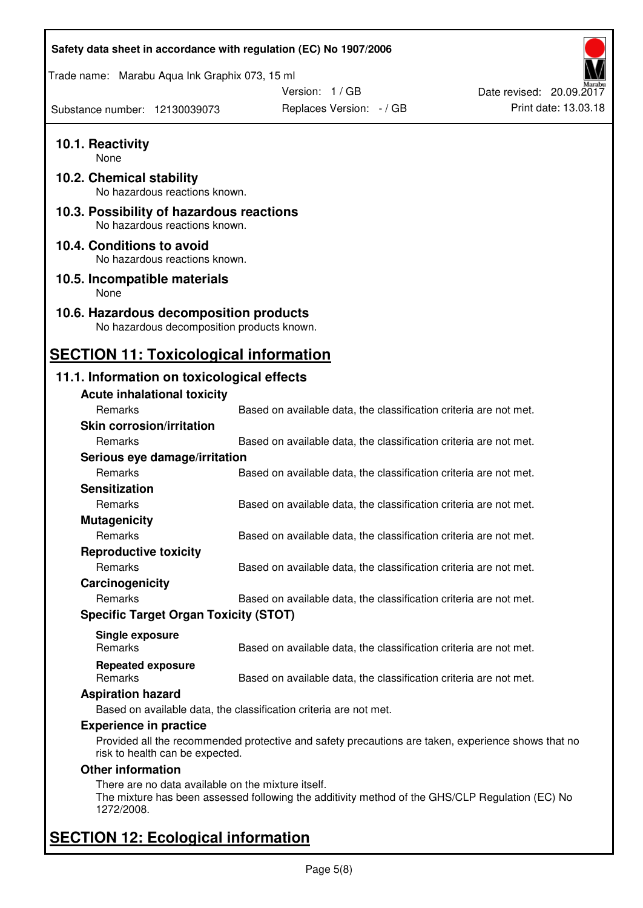### 10.1. Reactivity

None

### 10.2. Chemical stability

No hazardous reactions known.

### 10.3. Possibility of hazardous reactions

No hazardous reactions known.

### 10.4. Conditions to avoid

No hazardous reactions known.

### 10.5. Incompatible materials

None

### 10.6. Hazardous decomposition products

No hazardous decomposition products known.

## SECTION 11: Toxicological information

### 11.1. Information on toxicological effects

**Acute inhalational toxicity**

| | |
|---|---|
| Remarks | Based on available data, the classification criteria are not met. |

**Skin corrosion/irritation**

| | |
|---|---|
| Remarks | Based on available data, the classification criteria are not met. |

**Serious eye damage/irritation**

| | |
|---|---|
| Remarks | Based on available data, the classification criteria are not met. |

**Sensitization**

| | |
|---|---|
| Remarks | Based on available data, the classification criteria are not met. |

**Mutagenicity**

| | |
|---|---|
| Remarks | Based on available data, the classification criteria are not met. |

**Reproductive toxicity**

| | |
|---|---|
| Remarks | Based on available data, the classification criteria are not met. |

**Carcinogenicity**

| | |
|---|---|
| Remarks | Based on available data, the classification criteria are not met. |

**Specific Target Organ Toxicity (STOT)**

**Single exposure**

| | |
|---|---|
| Remarks | Based on available data, the classification criteria are not met. |

**Repeated exposure**

| | |
|---|---|
| Remarks | Based on available data, the classification criteria are not met. |

**Aspiration hazard**

Based on available data, the classification criteria are not met.

**Experience in practice**

Provided all the recommended protective and safety precautions are taken, experience shows that no risk to health can be expected.

**Other information**

There are no data available on the mixture itself.
The mixture has been assessed following the additivity method of the GHS/CLP Regulation (EC) No 1272/2008.

## SECTION 12: Ecological information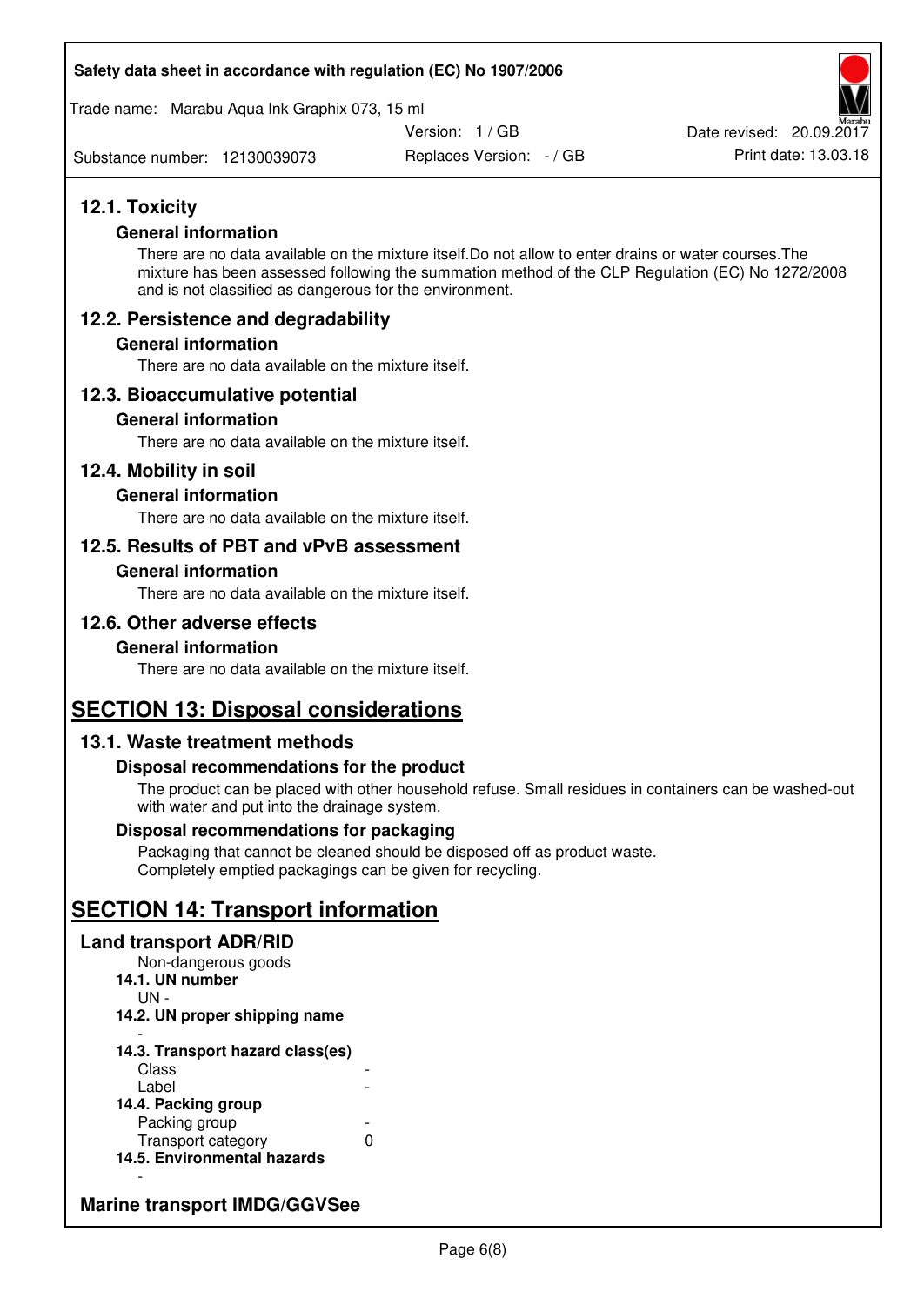## 12.1. Toxicity

### General information

There are no data available on the mixture itself.Do not allow to enter drains or water courses.The mixture has been assessed following the summation method of the CLP Regulation (EC) No 1272/2008 and is not classified as dangerous for the environment.

## 12.2. Persistence and degradability

### General information

There are no data available on the mixture itself.

## 12.3. Bioaccumulative potential

### General information

There are no data available on the mixture itself.

## 12.4. Mobility in soil

### General information

There are no data available on the mixture itself.

## 12.5. Results of PBT and vPvB assessment

### General information

There are no data available on the mixture itself.

## 12.6. Other adverse effects

### General information

There are no data available on the mixture itself.

# SECTION 13: Disposal considerations

## 13.1. Waste treatment methods

### Disposal recommendations for the product

The product can be placed with other household refuse. Small residues in containers can be washed-out with water and put into the drainage system.

### Disposal recommendations for packaging

Packaging that cannot be cleaned should be disposed off as product waste.
Completely emptied packagings can be given for recycling.

# SECTION 14: Transport information

## Land transport ADR/RID

Non-dangerous goods

**14.1. UN number**

UN -

**14.2. UN proper shipping name**

-

**14.3. Transport hazard class(es)**

| | |
|---|---|
| Class | - |
| Label | - |

**14.4. Packing group**

| | |
|---|---|
| Packing group | - |
| Transport category | 0 |

**14.5. Environmental hazards**

-

## Marine transport IMDG/GGVSee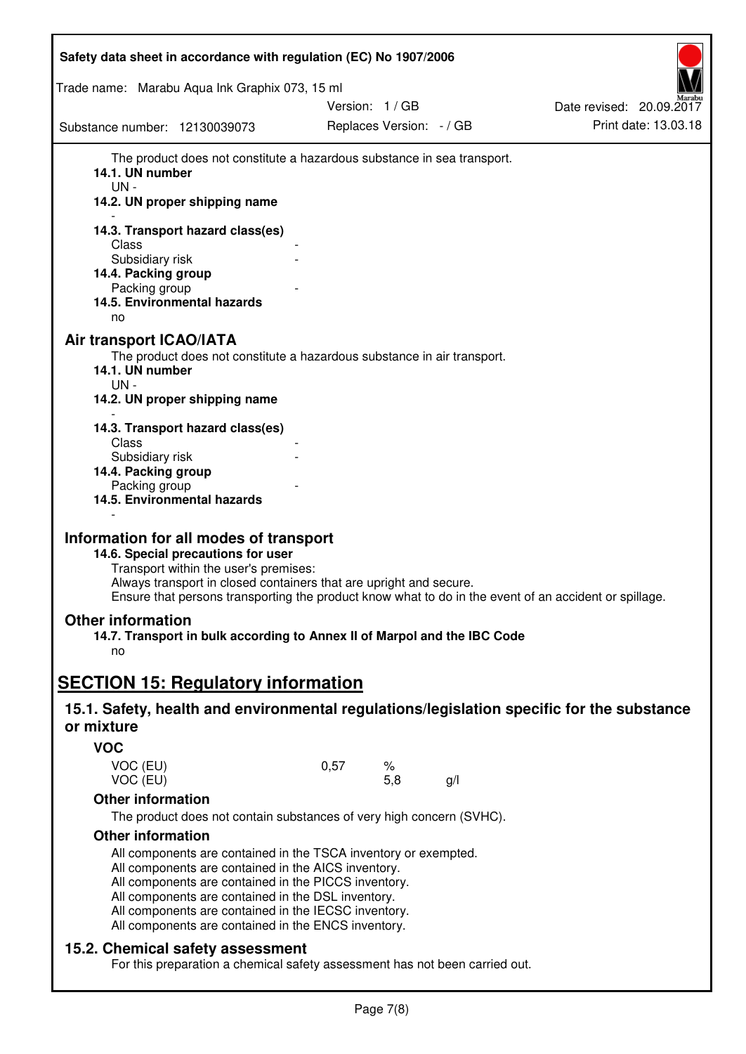The product does not constitute a hazardous substance in sea transport.

**14.1. UN number**

UN -

**14.2. UN proper shipping name**

-

**14.3. Transport hazard class(es)**

Class -

Subsidiary risk -

**14.4. Packing group**

Packing group -

**14.5. Environmental hazards**

no

## Air transport ICAO/IATA

The product does not constitute a hazardous substance in air transport.

**14.1. UN number**

UN -

**14.2. UN proper shipping name**

-

**14.3. Transport hazard class(es)**

Class -

Subsidiary risk -

**14.4. Packing group**

Packing group -

**14.5. Environmental hazards**

-

## Information for all modes of transport

**14.6. Special precautions for user**

Transport within the user's premises:

Always transport in closed containers that are upright and secure.

Ensure that persons transporting the product know what to do in the event of an accident or spillage.

## Other information

**14.7. Transport in bulk according to Annex II of Marpol and the IBC Code**

no

# SECTION 15: Regulatory information

## 15.1. Safety, health and environmental regulations/legislation specific for the substance or mixture

### VOC

| | | | |
|---|---|---|---|
| VOC (EU) | 0,57 | % | |
| VOC (EU) | | 5,8 | g/l |

### Other information

The product does not contain substances of very high concern (SVHC).

### Other information

All components are contained in the TSCA inventory or exempted.
All components are contained in the AICS inventory.
All components are contained in the PICCS inventory.
All components are contained in the DSL inventory.
All components are contained in the IECSC inventory.
All components are contained in the ENCS inventory.

## 15.2. Chemical safety assessment

For this preparation a chemical safety assessment has not been carried out.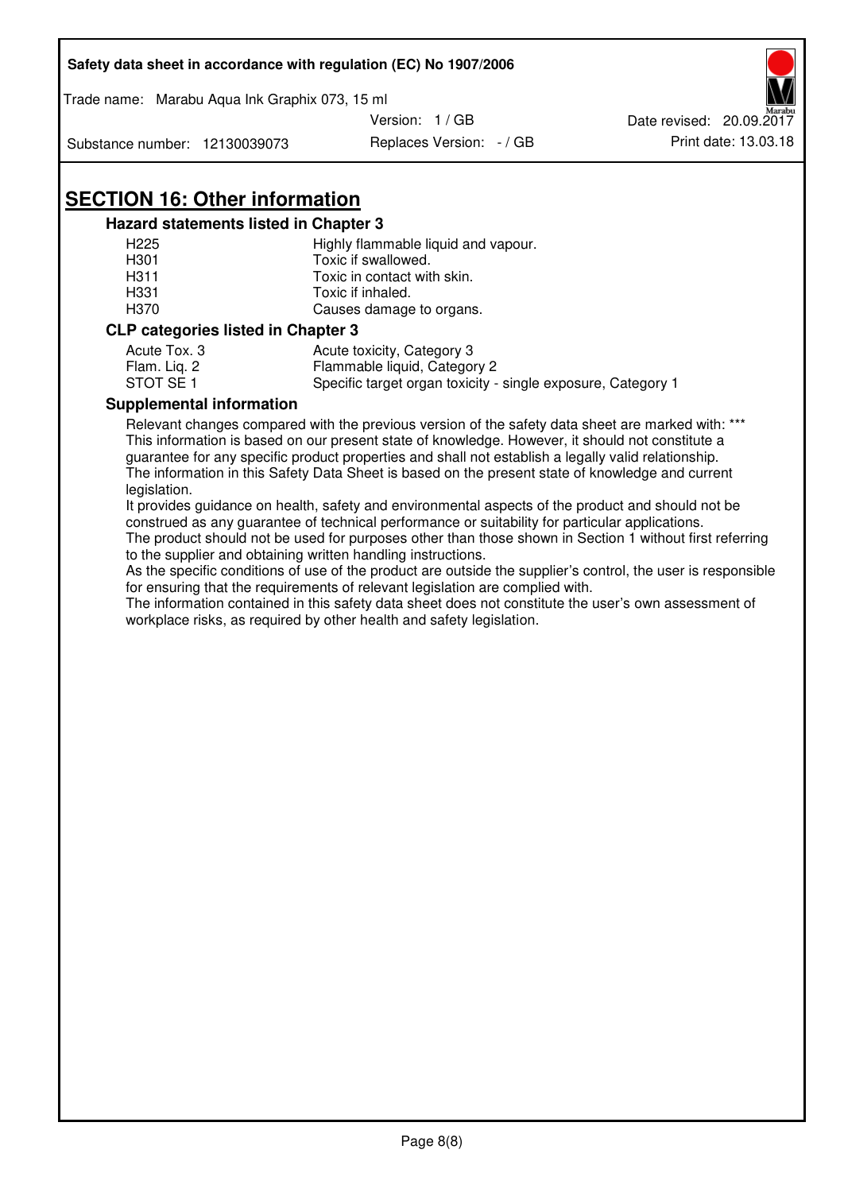# SECTION 16: Other information

### Hazard statements listed in Chapter 3

| | |
|---|---|
| H225 | Highly flammable liquid and vapour. |
| H301 | Toxic if swallowed. |
| H311 | Toxic in contact with skin. |
| H331 | Toxic if inhaled. |
| H370 | Causes damage to organs. |

### CLP categories listed in Chapter 3

| | |
|---|---|
| Acute Tox. 3 | Acute toxicity, Category 3 |
| Flam. Liq. 2 | Flammable liquid, Category 2 |
| STOT SE 1 | Specific target organ toxicity - single exposure, Category 1 |

### Supplemental information

Relevant changes compared with the previous version of the safety data sheet are marked with: ***
This information is based on our present state of knowledge. However, it should not constitute a guarantee for any specific product properties and shall not establish a legally valid relationship.
The information in this Safety Data Sheet is based on the present state of knowledge and current legislation.
It provides guidance on health, safety and environmental aspects of the product and should not be construed as any guarantee of technical performance or suitability for particular applications.
The product should not be used for purposes other than those shown in Section 1 without first referring to the supplier and obtaining written handling instructions.
As the specific conditions of use of the product are outside the supplier's control, the user is responsible for ensuring that the requirements of relevant legislation are complied with.
The information contained in this safety data sheet does not constitute the user's own assessment of workplace risks, as required by other health and safety legislation.